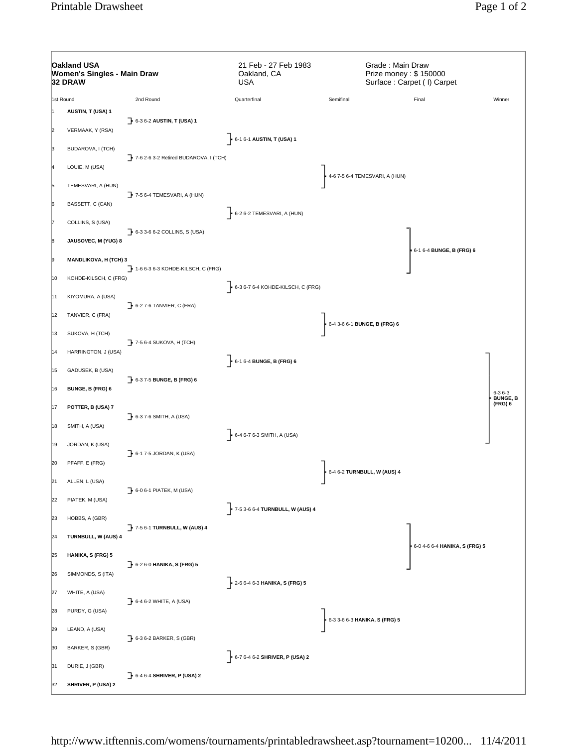**Oakland USA**
**Women's Singles - Main Draw**
**32 DRAW**

21 Feb - 27 Feb 1983
Oakland, CA
USA

Grade : Main Draw
Prize money : $ 150000
Surface : Carpet ( I) Carpet

| # | 1st Round | 2nd Round | Quarterfinal | Semifinal | Final | Winner |
|---|---|---|---|---|---|---|
| 1 | **AUSTIN, T (USA) 1** | | | | | |
| | | 6-3 6-2 **AUSTIN, T (USA) 1** | | | | |
| 2 | VERMAAK, Y (RSA) | | | | | |
| | | | 6-1 6-1 **AUSTIN, T (USA) 1** | | | |
| 3 | BUDAROVA, I (TCH) | | | | | |
| | | 7-6 2-6 3-2 Retired BUDAROVA, I (TCH) | | | | |
| 4 | LOUIE, M (USA) | | | | | |
| | | | | 4-6 7-5 6-4 TEMESVARI, A (HUN) | | |
| 5 | TEMESVARI, A (HUN) | | | | | |
| | | 7-5 6-4 TEMESVARI, A (HUN) | | | | |
| 6 | BASSETT, C (CAN) | | | | | |
| | | | 6-2 6-2 TEMESVARI, A (HUN) | | | |
| 7 | COLLINS, S (USA) | | | | | |
| | | 6-3 3-6 6-2 COLLINS, S (USA) | | | | |
| 8 | **JAUSOVEC, M (YUG) 8** | | | | | |
| | | | | | 6-1 6-4 **BUNGE, B (FRG) 6** | |
| 9 | **MANDLIKOVA, H (TCH) 3** | | | | | |
| | | 1-6 6-3 6-3 KOHDE-KILSCH, C (FRG) | | | | |
| 10 | KOHDE-KILSCH, C (FRG) | | | | | |
| | | | 6-3 6-7 6-4 KOHDE-KILSCH, C (FRG) | | | |
| 11 | KIYOMURA, A (USA) | | | | | |
| | | 6-2 7-6 TANVIER, C (FRA) | | | | |
| 12 | TANVIER, C (FRA) | | | | | |
| | | | | 6-4 3-6 6-1 **BUNGE, B (FRG) 6** | | |
| 13 | SUKOVA, H (TCH) | | | | | |
| | | 7-5 6-4 SUKOVA, H (TCH) | | | | |
| 14 | HARRINGTON, J (USA) | | | | | |
| | | | 6-1 6-4 **BUNGE, B (FRG) 6** | | | |
| 15 | GADUSEK, B (USA) | | | | | |
| | | 6-3 7-5 **BUNGE, B (FRG) 6** | | | | |
| 16 | **BUNGE, B (FRG) 6** | | | | | |
| | | | | | | 6-3 6-3 **BUNGE, B (FRG) 6** |
| 17 | **POTTER, B (USA) 7** | | | | | |
| | | 6-3 7-6 SMITH, A (USA) | | | | |
| 18 | SMITH, A (USA) | | | | | |
| | | | 6-4 6-7 6-3 SMITH, A (USA) | | | |
| 19 | JORDAN, K (USA) | | | | | |
| | | 6-1 7-5 JORDAN, K (USA) | | | | |
| 20 | PFAFF, E (FRG) | | | | | |
| | | | | 6-4 6-2 **TURNBULL, W (AUS) 4** | | |
| 21 | ALLEN, L (USA) | | | | | |
| | | 6-0 6-1 PIATEK, M (USA) | | | | |
| 22 | PIATEK, M (USA) | | | | | |
| | | | 7-5 3-6 6-4 **TURNBULL, W (AUS) 4** | | | |
| 23 | HOBBS, A (GBR) | | | | | |
| | | 7-5 6-1 **TURNBULL, W (AUS) 4** | | | | |
| 24 | **TURNBULL, W (AUS) 4** | | | | | |
| | | | | | 6-0 4-6 6-4 **HANIKA, S (FRG) 5** | |
| 25 | **HANIKA, S (FRG) 5** | | | | | |
| | | 6-2 6-0 **HANIKA, S (FRG) 5** | | | | |
| 26 | SIMMONDS, S (ITA) | | | | | |
| | | | 2-6 6-4 6-3 **HANIKA, S (FRG) 5** | | | |
| 27 | WHITE, A (USA) | | | | | |
| | | 6-4 6-2 WHITE, A (USA) | | | | |
| 28 | PURDY, G (USA) | | | | | |
| | | | | 6-3 3-6 6-3 **HANIKA, S (FRG) 5** | | |
| 29 | LEAND, A (USA) | | | | | |
| | | 6-3 6-2 BARKER, S (GBR) | | | | |
| 30 | BARKER, S (GBR) | | | | | |
| | | | 6-7 6-4 6-2 **SHRIVER, P (USA) 2** | | | |
| 31 | DURIE, J (GBR) | | | | | |
| | | 6-4 6-4 **SHRIVER, P (USA) 2** | | | | |
| 32 | **SHRIVER, P (USA) 2** | | | | | |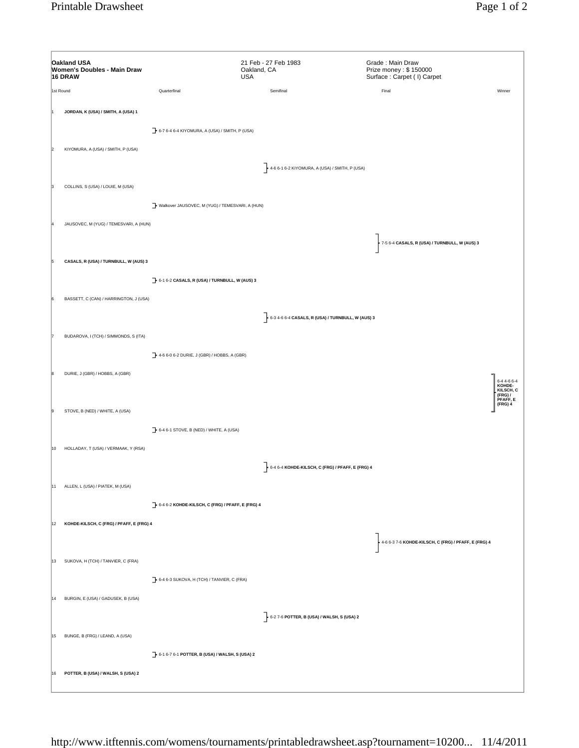**Oakland USA**
**Women's Doubles - Main Draw**
**16 DRAW**

21 Feb - 27 Feb 1983
Oakland, CA
USA

Grade : Main Draw
Prize money : $ 150000
Surface : Carpet ( I) Carpet

| 1st Round | Quarterfinal | Semifinal | Final | Winner |
|---|---|---|---|---|
| 1 **JORDAN, K (USA) / SMITH, A (USA) 1** | | | | |
| | 6-7 6-4 6-4 KIYOMURA, A (USA) / SMITH, P (USA) | | | |
| 2 KIYOMURA, A (USA) / SMITH, P (USA) | | | | |
| | | 4-6 6-1 6-2 KIYOMURA, A (USA) / SMITH, P (USA) | | |
| 3 COLLINS, S (USA) / LOUIE, M (USA) | | | | |
| | Walkover JAUSOVEC, M (YUG) / TEMESVARI, A (HUN) | | | |
| 4 JAUSOVEC, M (YUG) / TEMESVARI, A (HUN) | | | | |
| | | | 7-5 6-4 **CASALS, R (USA) / TURNBULL, W (AUS) 3** | |
| 5 **CASALS, R (USA) / TURNBULL, W (AUS) 3** | | | | |
| | 6-1 6-2 **CASALS, R (USA) / TURNBULL, W (AUS) 3** | | | |
| 6 BASSETT, C (CAN) / HARRINGTON, J (USA) | | | | |
| | | 6-3 4-6 6-4 **CASALS, R (USA) / TURNBULL, W (AUS) 3** | | |
| 7 BUDAROVA, I (TCH) / SIMMONDS, S (ITA) | | | | |
| | 4-6 6-0 6-2 DURIE, J (GBR) / HOBBS, A (GBR) | | | |
| 8 DURIE, J (GBR) / HOBBS, A (GBR) | | | | |
| | | | | 6-4 4-6 6-4 **KOHDE-KILSCH, C (FRG) / PFAFF, E (FRG) 4** |
| 9 STOVE, B (NED) / WHITE, A (USA) | | | | |
| | 6-4 6-1 STOVE, B (NED) / WHITE, A (USA) | | | |
| 10 HOLLADAY, T (USA) / VERMAAK, Y (RSA) | | | | |
| | | 6-4 6-4 **KOHDE-KILSCH, C (FRG) / PFAFF, E (FRG) 4** | | |
| 11 ALLEN, L (USA) / PIATEK, M (USA) | | | | |
| | 6-4 6-2 **KOHDE-KILSCH, C (FRG) / PFAFF, E (FRG) 4** | | | |
| 12 **KOHDE-KILSCH, C (FRG) / PFAFF, E (FRG) 4** | | | | |
| | | | 4-6 6-3 7-6 **KOHDE-KILSCH, C (FRG) / PFAFF, E (FRG) 4** | |
| 13 SUKOVA, H (TCH) / TANVIER, C (FRA) | | | | |
| | 6-4 6-3 SUKOVA, H (TCH) / TANVIER, C (FRA) | | | |
| 14 BURGIN, E (USA) / GADUSEK, B (USA) | | | | |
| | | 6-2 7-6 **POTTER, B (USA) / WALSH, S (USA) 2** | | |
| 15 BUNGE, B (FRG) / LEAND, A (USA) | | | | |
| | 6-1 6-7 6-1 **POTTER, B (USA) / WALSH, S (USA) 2** | | | |
| 16 **POTTER, B (USA) / WALSH, S (USA) 2** | | | | |